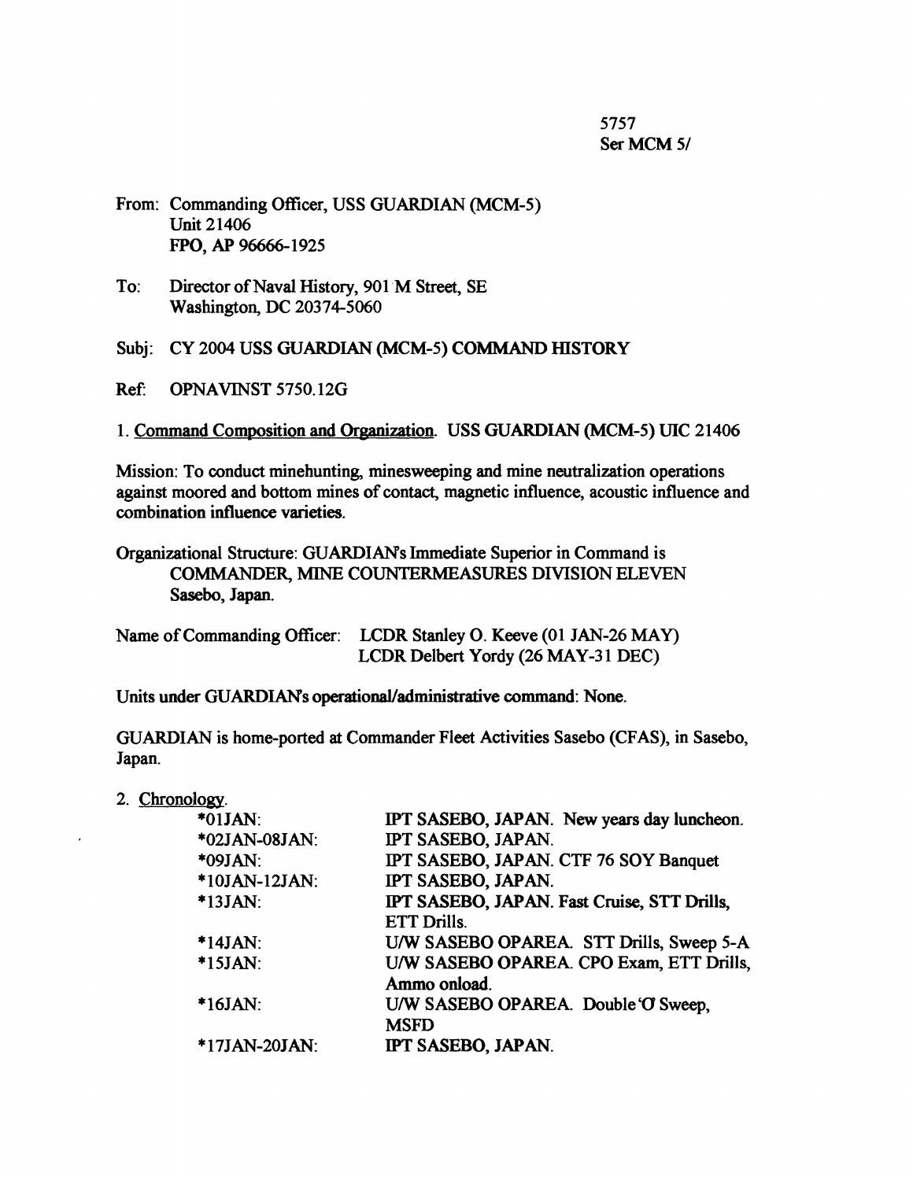5757
Ser MCM 5/

From: Commanding Officer, USS GUARDIAN (MCM-5)
Unit 21406
FPO, AP 96666-1925

To: Director of Naval History, 901 M Street, SE
Washington, DC 20374-5060

Subj: CY 2004 USS GUARDIAN (MCM-5) COMMAND HISTORY

Ref: OPNAVINST 5750.12G

1. Command Composition and Organization. USS GUARDIAN (MCM-5) UIC 21406

Mission: To conduct minehunting, minesweeping and mine neutralization operations against moored and bottom mines of contact, magnetic influence, acoustic influence and combination influence varieties.

Organizational Structure: GUARDIAN's Immediate Superior in Command is COMMANDER, MINE COUNTERMEASURES DIVISION ELEVEN Sasebo, Japan.

Name of Commanding Officer: LCDR Stanley O. Keeve (01 JAN-26 MAY)
LCDR Delbert Yordy (26 MAY-31 DEC)

Units under GUARDIAN's operational/administrative command: None.

GUARDIAN is home-ported at Commander Fleet Activities Sasebo (CFAS), in Sasebo, Japan.

2. Chronology.

| | |
|---|---|
| *01JAN: | IPT SASEBO, JAPAN. New years day luncheon. |
| *02JAN-08JAN: | IPT SASEBO, JAPAN. |
| *09JAN: | IPT SASEBO, JAPAN. CTF 76 SOY Banquet |
| *10JAN-12JAN: | IPT SASEBO, JAPAN. |
| *13JAN: | IPT SASEBO, JAPAN. Fast Cruise, STT Drills, ETT Drills. |
| *14JAN: | U/W SASEBO OPAREA. STT Drills, Sweep 5-A |
| *15JAN: | U/W SASEBO OPAREA. CPO Exam, ETT Drills, Ammo onload. |
| *16JAN: | U/W SASEBO OPAREA. Double 'O' Sweep, MSFD |
| *17JAN-20JAN: | IPT SASEBO, JAPAN. |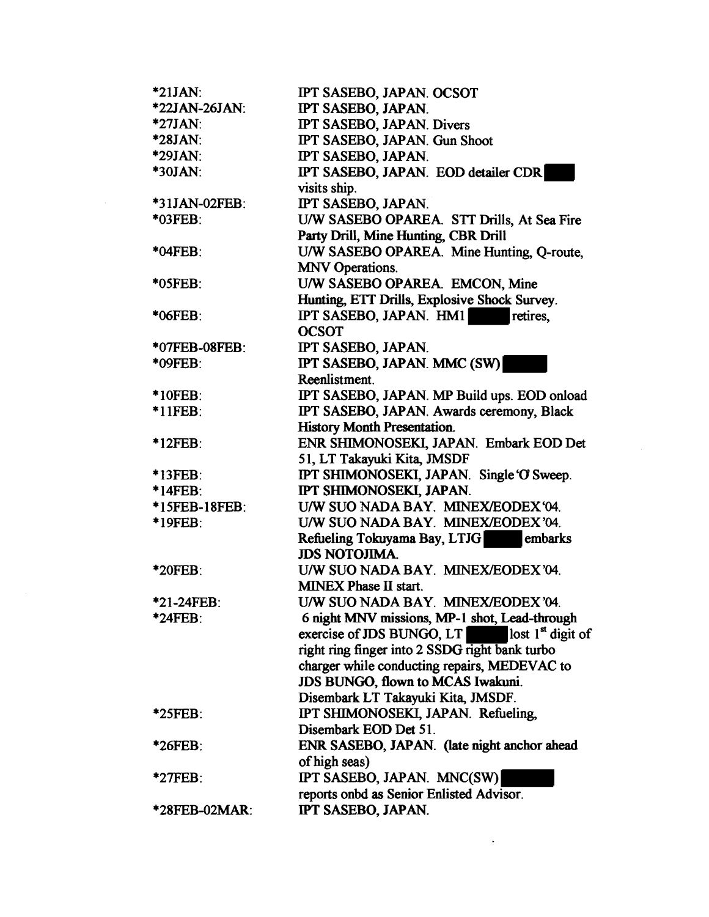| | |
|---|---|
| *21JAN: | IPT SASEBO, JAPAN. OCSOT |
| *22JAN-26JAN: | IPT SASEBO, JAPAN. |
| *27JAN: | IPT SASEBO, JAPAN. Divers |
| *28JAN: | IPT SASEBO, JAPAN. Gun Shoot |
| *29JAN: | IPT SASEBO, JAPAN. |
| *30JAN: | IPT SASEBO, JAPAN. EOD detailer CDR ████ visits ship. |
| *31JAN-02FEB: | IPT SASEBO, JAPAN. |
| *03FEB: | U/W SASEBO OPAREA. STT Drills, At Sea Fire Party Drill, Mine Hunting, CBR Drill |
| *04FEB: | U/W SASEBO OPAREA. Mine Hunting, Q-route, MNV Operations. |
| *05FEB: | U/W SASEBO OPAREA. EMCON, Mine Hunting, ETT Drills, Explosive Shock Survey. |
| *06FEB: | IPT SASEBO, JAPAN. HM1 ████ retires, OCSOT |
| *07FEB-08FEB: | IPT SASEBO, JAPAN. |
| *09FEB: | IPT SASEBO, JAPAN. MMC (SW) ████ Reenlistment. |
| *10FEB: | IPT SASEBO, JAPAN. MP Build ups. EOD onload |
| *11FEB: | IPT SASEBO, JAPAN. Awards ceremony, Black History Month Presentation. |
| *12FEB: | ENR SHIMONOSEKI, JAPAN. Embark EOD Det 51, LT Takayuki Kita, JMSDF |
| *13FEB: | IPT SHIMONOSEKI, JAPAN. Single 'O' Sweep. |
| *14FEB: | IPT SHIMONOSEKI, JAPAN. |
| *15FEB-18FEB: | U/W SUO NADA BAY. MINEX/EODEX '04. |
| *19FEB: | U/W SUO NADA BAY. MINEX/EODEX '04. Refueling Tokuyama Bay, LTJG ████ embarks JDS NOTOJIMA. |
| *20FEB: | U/W SUO NADA BAY. MINEX/EODEX '04. MINEX Phase II start. |
| *21-24FEB: | U/W SUO NADA BAY. MINEX/EODEX '04. |
| *24FEB: | 6 night MNV missions, MP-1 shot, Lead-through exercise of JDS BUNGO, LT ████ lost 1st digit of right ring finger into 2 SSDG right bank turbo charger while conducting repairs, MEDEVAC to JDS BUNGO, flown to MCAS Iwakuni. Disembark LT Takayuki Kita, JMSDF. |
| *25FEB: | IPT SHIMONOSEKI, JAPAN. Refueling, Disembark EOD Det 51. |
| *26FEB: | ENR SASEBO, JAPAN. (late night anchor ahead of high seas) |
| *27FEB: | IPT SASEBO, JAPAN. MNC(SW) ████ reports onbd as Senior Enlisted Advisor. |
| *28FEB-02MAR: | IPT SASEBO, JAPAN. |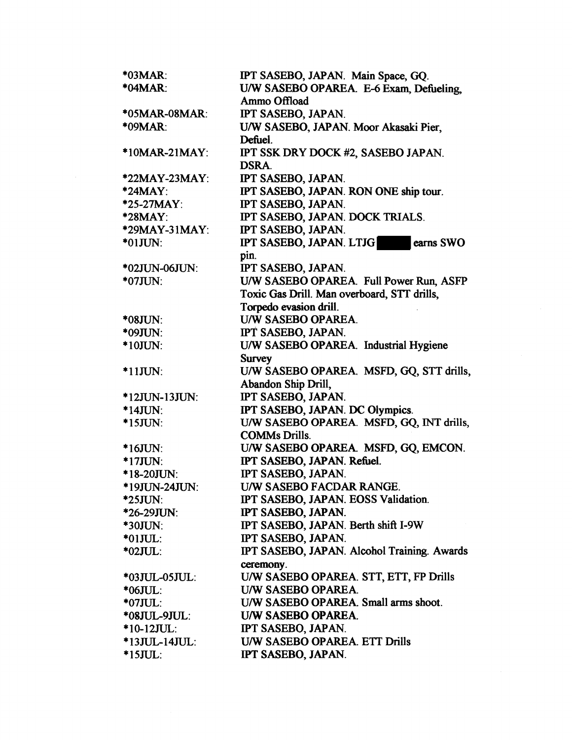*03MAR: IPT SASEBO, JAPAN. Main Space, GQ.

*04MAR: U/W SASEBO OPAREA. E-6 Exam, Defueling, Ammo Offload

*05MAR-08MAR: IPT SASEBO, JAPAN.

*09MAR: U/W SASEBO, JAPAN. Moor Akasaki Pier, Defuel.

*10MAR-21MAY: IPT SSK DRY DOCK #2, SASEBO JAPAN. DSRA.

*22MAY-23MAY: IPT SASEBO, JAPAN.

*24MAY: IPT SASEBO, JAPAN. RON ONE ship tour.

*25-27MAY: IPT SASEBO, JAPAN.

*28MAY: IPT SASEBO, JAPAN. DOCK TRIALS.

*29MAY-31MAY: IPT SASEBO, JAPAN.

*01JUN: IPT SASEBO, JAPAN. LTJG ████ earns SWO pin.

*02JUN-06JUN: IPT SASEBO, JAPAN.

*07JUN: U/W SASEBO OPAREA. Full Power Run, ASFP Toxic Gas Drill. Man overboard, STT drills, Torpedo evasion drill.

*08JUN: U/W SASEBO OPAREA.

*09JUN: IPT SASEBO, JAPAN.

*10JUN: U/W SASEBO OPAREA. Industrial Hygiene Survey

*11JUN: U/W SASEBO OPAREA. MSFD, GQ, STT drills, Abandon Ship Drill,

*12JUN-13JUN: IPT SASEBO, JAPAN.

*14JUN: IPT SASEBO, JAPAN. DC Olympics.

*15JUN: U/W SASEBO OPAREA. MSFD, GQ, INT drills, COMMs Drills.

*16JUN: U/W SASEBO OPAREA. MSFD, GQ, EMCON.

*17JUN: IPT SASEBO, JAPAN. Refuel.

*18-20JUN: IPT SASEBO, JAPAN.

*19JUN-24JUN: U/W SASEBO FACDAR RANGE.

*25JUN: IPT SASEBO, JAPAN. EOSS Validation.

*26-29JUN: IPT SASEBO, JAPAN.

*30JUN: IPT SASEBO, JAPAN. Berth shift I-9W

*01JUL: IPT SASEBO, JAPAN.

*02JUL: IPT SASEBO, JAPAN. Alcohol Training. Awards ceremony.

*03JUL-05JUL: U/W SASEBO OPAREA. STT, ETT, FP Drills

*06JUL: U/W SASEBO OPAREA.

*07JUL: U/W SASEBO OPAREA. Small arms shoot.

*08JUL-9JUL: U/W SASEBO OPAREA.

*10-12JUL: IPT SASEBO, JAPAN.

*13JUL-14JUL: U/W SASEBO OPAREA. ETT Drills

*15JUL: IPT SASEBO, JAPAN.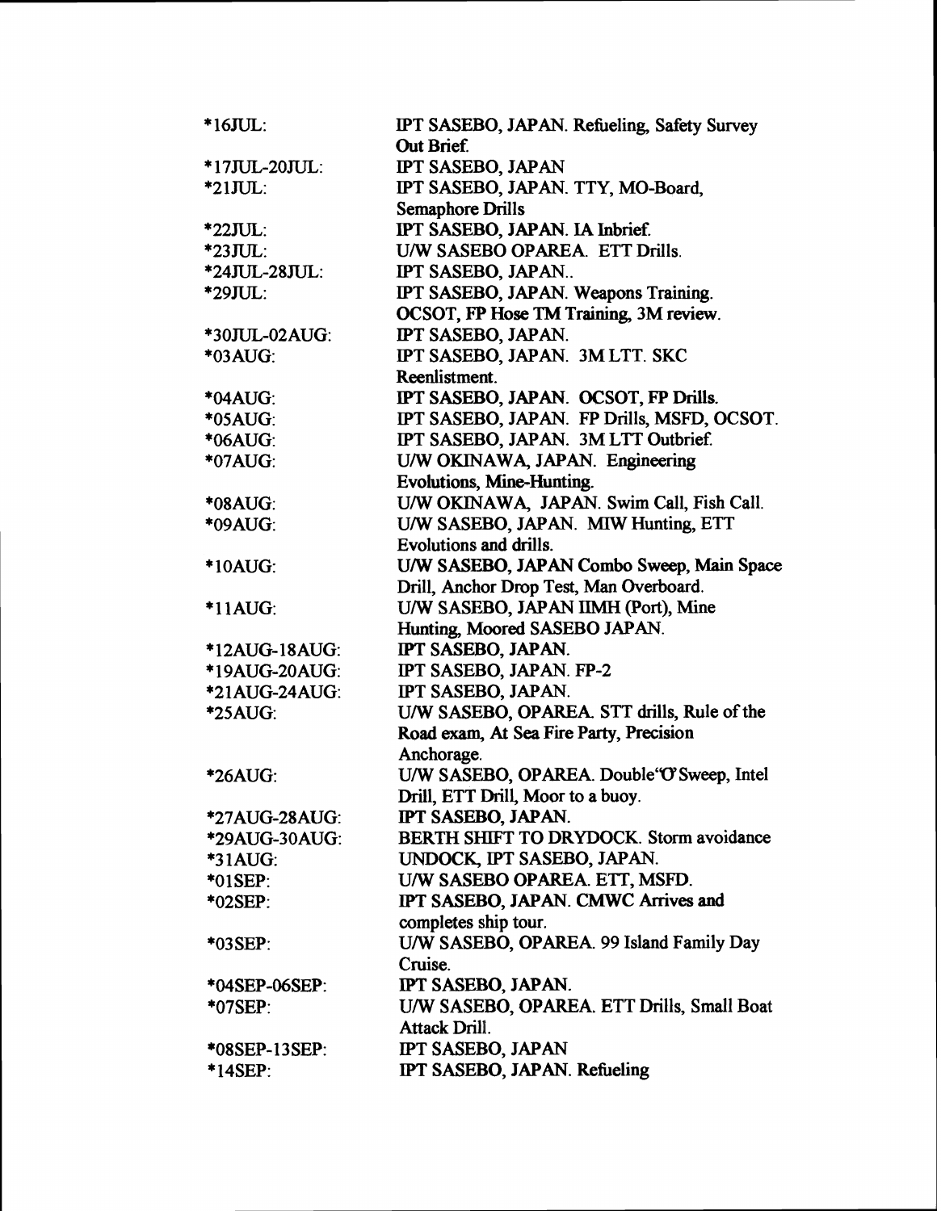| | |
|---|---|
| *16JUL: | IPT SASEBO, JAPAN. Refueling, Safety Survey Out Brief. |
| *17JUL-20JUL: | IPT SASEBO, JAPAN |
| *21JUL: | IPT SASEBO, JAPAN. TTY, MO-Board, Semaphore Drills |
| *22JUL: | IPT SASEBO, JAPAN. IA Inbrief. |
| *23JUL: | U/W SASEBO OPAREA. ETT Drills. |
| *24JUL-28JUL: | IPT SASEBO, JAPAN.. |
| *29JUL: | IPT SASEBO, JAPAN. Weapons Training. OCSOT, FP Hose TM Training, 3M review. |
| *30JUL-02AUG: | IPT SASEBO, JAPAN. |
| *03AUG: | IPT SASEBO, JAPAN. 3M LTT. SKC Reenlistment. |
| *04AUG: | IPT SASEBO, JAPAN. OCSOT, FP Drills. |
| *05AUG: | IPT SASEBO, JAPAN. FP Drills, MSFD, OCSOT. |
| *06AUG: | IPT SASEBO, JAPAN. 3M LTT Outbrief. |
| *07AUG: | U/W OKINAWA, JAPAN. Engineering Evolutions, Mine-Hunting. |
| *08AUG: | U/W OKINAWA, JAPAN. Swim Call, Fish Call. |
| *09AUG: | U/W SASEBO, JAPAN. MIW Hunting, ETT Evolutions and drills. |
| *10AUG: | U/W SASEBO, JAPAN Combo Sweep, Main Space Drill, Anchor Drop Test, Man Overboard. |
| *11AUG: | U/W SASEBO, JAPAN IIMH (Port), Mine Hunting, Moored SASEBO JAPAN. |
| *12AUG-18AUG: | IPT SASEBO, JAPAN. |
| *19AUG-20AUG: | IPT SASEBO, JAPAN. FP-2 |
| *21AUG-24AUG: | IPT SASEBO, JAPAN. |
| *25AUG: | U/W SASEBO, OPAREA. STT drills, Rule of the Road exam, At Sea Fire Party, Precision Anchorage. |
| *26AUG: | U/W SASEBO, OPAREA. Double"O" Sweep, Intel Drill, ETT Drill, Moor to a buoy. |
| *27AUG-28AUG: | IPT SASEBO, JAPAN. |
| *29AUG-30AUG: | BERTH SHIFT TO DRYDOCK. Storm avoidance |
| *31AUG: | UNDOCK, IPT SASEBO, JAPAN. |
| *01SEP: | U/W SASEBO OPAREA. ETT, MSFD. |
| *02SEP: | IPT SASEBO, JAPAN. CMWC Arrives and completes ship tour. |
| *03SEP: | U/W SASEBO, OPAREA. 99 Island Family Day Cruise. |
| *04SEP-06SEP: | IPT SASEBO, JAPAN. |
| *07SEP: | U/W SASEBO, OPAREA. ETT Drills, Small Boat Attack Drill. |
| *08SEP-13SEP: | IPT SASEBO, JAPAN |
| *14SEP: | IPT SASEBO, JAPAN. Refueling |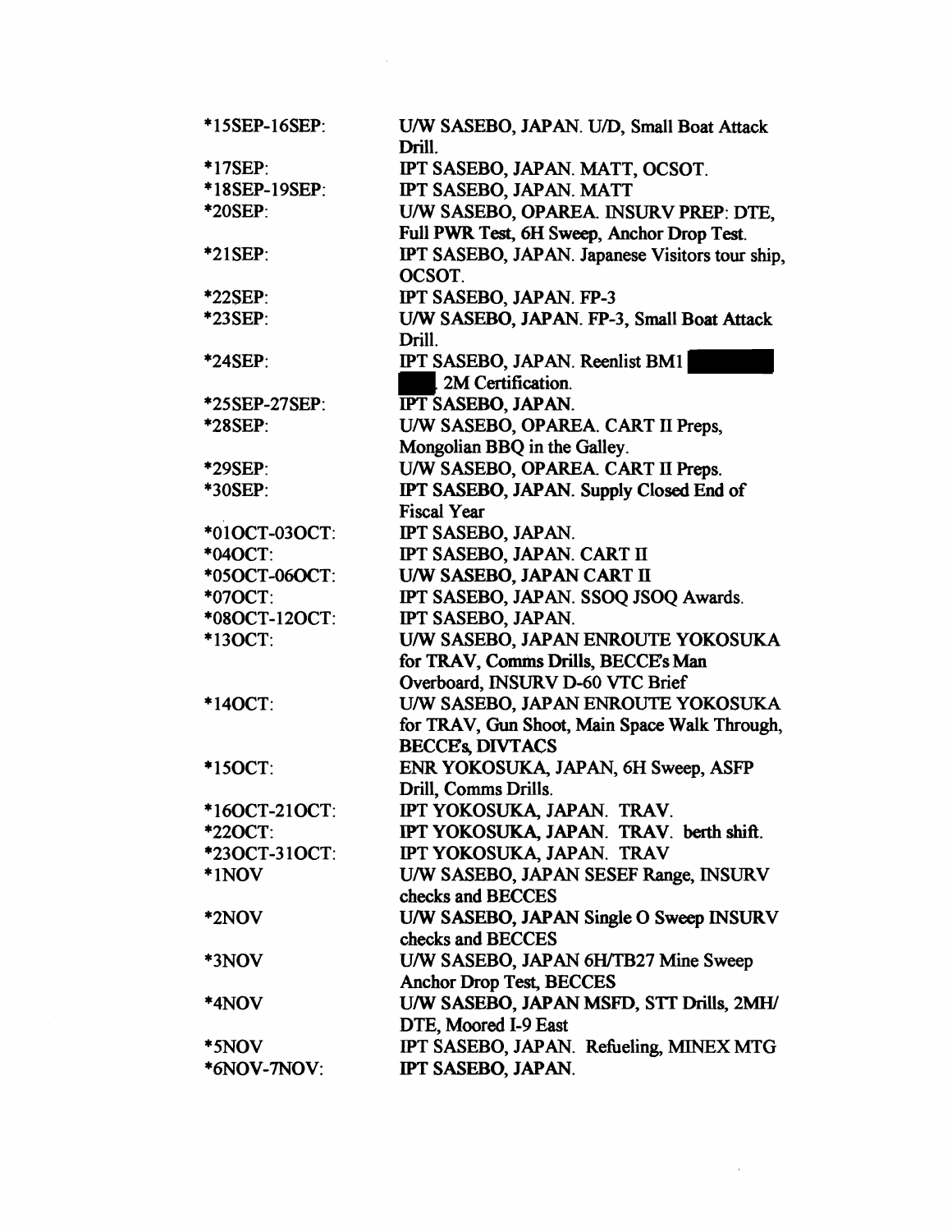| | |
|---|---|
| *15SEP-16SEP: | U/W SASEBO, JAPAN. U/D, Small Boat Attack Drill. |
| *17SEP: | IPT SASEBO, JAPAN. MATT, OCSOT. |
| *18SEP-19SEP: | IPT SASEBO, JAPAN. MATT |
| *20SEP: | U/W SASEBO, OPAREA. INSURV PREP: DTE, Full PWR Test, 6H Sweep, Anchor Drop Test. |
| *21SEP: | IPT SASEBO, JAPAN. Japanese Visitors tour ship, OCSOT. |
| *22SEP: | IPT SASEBO, JAPAN. FP-3 |
| *23SEP: | U/W SASEBO, JAPAN. FP-3, Small Boat Attack Drill. |
| *24SEP: | IPT SASEBO, JAPAN. Reenlist BM1 [REDACTED]. 2M Certification. |
| *25SEP-27SEP: | IPT SASEBO, JAPAN. |
| *28SEP: | U/W SASEBO, OPAREA. CART II Preps, Mongolian BBQ in the Galley. |
| *29SEP: | U/W SASEBO, OPAREA. CART II Preps. |
| *30SEP: | IPT SASEBO, JAPAN. Supply Closed End of Fiscal Year |
| *01OCT-03OCT: | IPT SASEBO, JAPAN. |
| *04OCT: | IPT SASEBO, JAPAN. CART II |
| *05OCT-06OCT: | U/W SASEBO, JAPAN CART II |
| *07OCT: | IPT SASEBO, JAPAN. SSOQ JSOQ Awards. |
| *08OCT-12OCT: | IPT SASEBO, JAPAN. |
| *13OCT: | U/W SASEBO, JAPAN ENROUTE YOKOSUKA for TRAV, Comms Drills, BECCE's Man Overboard, INSURV D-60 VTC Brief |
| *14OCT: | U/W SASEBO, JAPAN ENROUTE YOKOSUKA for TRAV, Gun Shoot, Main Space Walk Through, BECCE's, DIVTACS |
| *15OCT: | ENR YOKOSUKA, JAPAN, 6H Sweep, ASFP Drill, Comms Drills. |
| *16OCT-21OCT: | IPT YOKOSUKA, JAPAN. TRAV. |
| *22OCT: | IPT YOKOSUKA, JAPAN. TRAV. berth shift. |
| *23OCT-31OCT: | IPT YOKOSUKA, JAPAN. TRAV |
| *1NOV | U/W SASEBO, JAPAN SESEF Range, INSURV checks and BECCES |
| *2NOV | U/W SASEBO, JAPAN Single O Sweep INSURV checks and BECCES |
| *3NOV | U/W SASEBO, JAPAN 6H/TB27 Mine Sweep Anchor Drop Test, BECCES |
| *4NOV | U/W SASEBO, JAPAN MSFD, STT Drills, 2MH/ DTE, Moored I-9 East |
| *5NOV | IPT SASEBO, JAPAN. Refueling, MINEX MTG |
| *6NOV-7NOV: | IPT SASEBO, JAPAN. |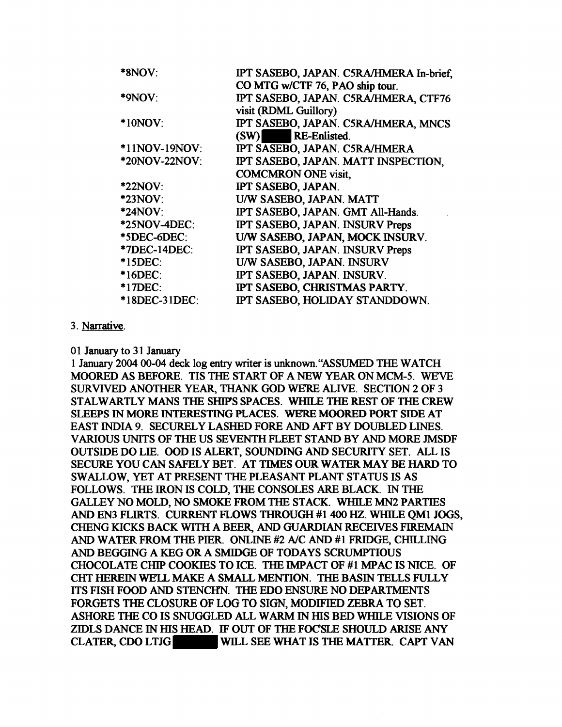| | |
|---|---|
| *8NOV: | IPT SASEBO, JAPAN. C5RA/HMERA In-brief, CO MTG w/CTF 76, PAO ship tour. |
| *9NOV: | IPT SASEBO, JAPAN. C5RA/HMERA, CTF76 visit (RDML Guillory) |
| *10NOV: | IPT SASEBO, JAPAN. C5RA/HMERA, MNCS (SW) ███ RE-Enlisted. |
| *11NOV-19NOV: | IPT SASEBO, JAPAN. C5RA/HMERA |
| *20NOV-22NOV: | IPT SASEBO, JAPAN. MATT INSPECTION, COMCMRON ONE visit, |
| *22NOV: | IPT SASEBO, JAPAN. |
| *23NOV: | U/W SASEBO, JAPAN. MATT |
| *24NOV: | IPT SASEBO, JAPAN. GMT All-Hands. |
| *25NOV-4DEC: | IPT SASEBO, JAPAN. INSURV Preps |
| *5DEC-6DEC: | U/W SASEBO, JAPAN, MOCK INSURV. |
| *7DEC-14DEC: | IPT SASEBO, JAPAN. INSURV Preps |
| *15DEC: | U/W SASEBO, JAPAN. INSURV |
| *16DEC: | IPT SASEBO, JAPAN. INSURV. |
| *17DEC: | IPT SASEBO, CHRISTMAS PARTY. |
| *18DEC-31DEC: | IPT SASEBO, HOLIDAY STANDDOWN. |

3. Narrative.

01 January to 31 January

1 January 2004 00-04 deck log entry writer is unknown."ASSUMED THE WATCH MOORED AS BEFORE. TIS THE START OF A NEW YEAR ON MCM-5. WE'VE SURVIVED ANOTHER YEAR, THANK GOD WE'RE ALIVE. SECTION 2 OF 3 STALWARTLY MANS THE SHIP'S SPACES. WHILE THE REST OF THE CREW SLEEPS IN MORE INTERESTING PLACES. WE'RE MOORED PORT SIDE AT EAST INDIA 9. SECURELY LASHED FORE AND AFT BY DOUBLED LINES. VARIOUS UNITS OF THE US SEVENTH FLEET STAND BY AND MORE JMSDF OUTSIDE DO LIE. OOD IS ALERT, SOUNDING AND SECURITY SET. ALL IS SECURE YOU CAN SAFELY BET. AT TIMES OUR WATER MAY BE HARD TO SWALLOW, YET AT PRESENT THE PLEASANT PLANT STATUS IS AS FOLLOWS. THE IRON IS COLD, THE CONSOLES ARE BLACK. IN THE GALLEY NO MOLD, NO SMOKE FROM THE STACK. WHILE MN2 PARTIES AND EN3 FLIRTS. CURRENT FLOWS THROUGH #1 400 HZ. WHILE QM1 JOGS, CHENG KICKS BACK WITH A BEER, AND GUARDIAN RECEIVES FIREMAIN AND WATER FROM THE PIER. ONLINE #2 A/C AND #1 FRIDGE, CHILLING AND BEGGING A KEG OR A SMIDGE OF TODAYS SCRUMPTIOUS CHOCOLATE CHIP COOKIES TO ICE. THE IMPACT OF #1 MPAC IS NICE. OF CHT HEREIN WE'LL MAKE A SMALL MENTION. THE BASIN TELLS FULLY ITS FISH FOOD AND STENCH'N. THE EDO ENSURE NO DEPARTMENTS FORGETS THE CLOSURE OF LOG TO SIGN, MODIFIED ZEBRA TO SET. ASHORE THE CO IS SNUGGLED ALL WARM IN HIS BED WHILE VISIONS OF ZIDLS DANCE IN HIS HEAD. IF OUT OF THE FOC'SLE SHOULD ARISE ANY CLATER, CDO LTJG ███ WILL SEE WHAT IS THE MATTER. CAPT VAN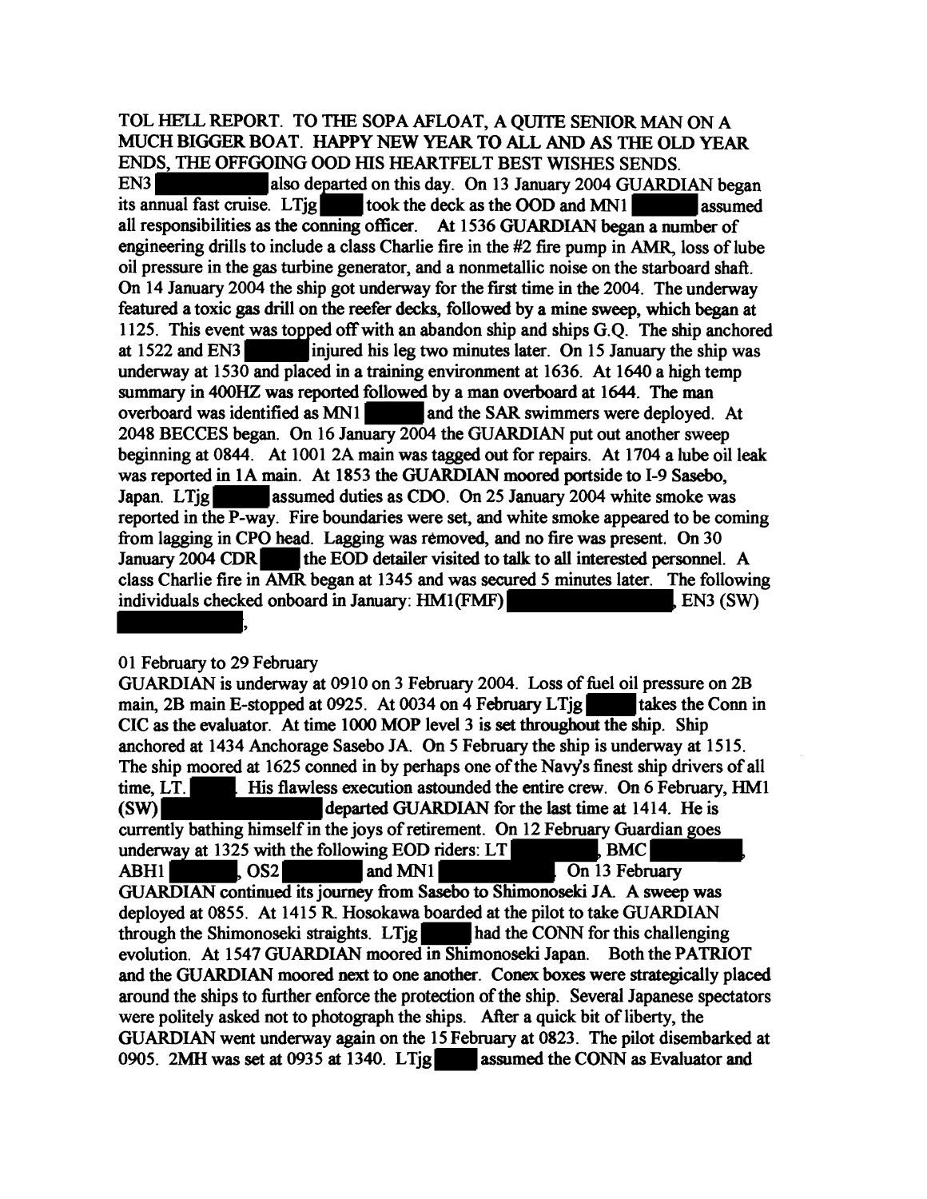TOL HELL REPORT. TO THE SOPA AFLOAT, A QUITE SENIOR MAN ON A MUCH BIGGER BOAT. HAPPY NEW YEAR TO ALL AND AS THE OLD YEAR ENDS, THE OFFGOING OOD HIS HEARTFELT BEST WISHES SENDS.

EN3 ██████ also departed on this day. On 13 January 2004 GUARDIAN began its annual fast cruise. LTjg ███ took the deck as the OOD and MN1 ████ assumed all responsibilities as the conning officer. At 1536 GUARDIAN began a number of engineering drills to include a class Charlie fire in the #2 fire pump in AMR, loss of lube oil pressure in the gas turbine generator, and a nonmetallic noise on the starboard shaft. On 14 January 2004 the ship got underway for the first time in the 2004. The underway featured a toxic gas drill on the reefer decks, followed by a mine sweep, which began at 1125. This event was topped off with an abandon ship and ships G.Q. The ship anchored at 1522 and EN3 █████ injured his leg two minutes later. On 15 January the ship was underway at 1530 and placed in a training environment at 1636. At 1640 a high temp summary in 400HZ was reported followed by a man overboard at 1644. The man overboard was identified as MN1 ████ and the SAR swimmers were deployed. At 2048 BECCES began. On 16 January 2004 the GUARDIAN put out another sweep beginning at 0844. At 1001 2A main was tagged out for repairs. At 1704 a lube oil leak was reported in 1A main. At 1853 the GUARDIAN moored portside to I-9 Sasebo, Japan. LTjg ███ assumed duties as CDO. On 25 January 2004 white smoke was reported in the P-way. Fire boundaries were set, and white smoke appeared to be coming from lagging in CPO head. Lagging was removed, and no fire was present. On 30 January 2004 CDR ███ the EOD detailer visited to talk to all interested personnel. A class Charlie fire in AMR began at 1345 and was secured 5 minutes later. The following individuals checked onboard in January: HM1(FMF) ██████████, EN3 (SW) ██████████,

01 February to 29 February

GUARDIAN is underway at 0910 on 3 February 2004. Loss of fuel oil pressure on 2B main, 2B main E-stopped at 0925. At 0034 on 4 February LTjg ████ takes the Conn in CIC as the evaluator. At time 1000 MOP level 3 is set throughout the ship. Ship anchored at 1434 Anchorage Sasebo JA. On 5 February the ship is underway at 1515. The ship moored at 1625 conned in by perhaps one of the Navy's finest ship drivers of all time, LT. ███. His flawless execution astounded the entire crew. On 6 February, HM1 (SW) ██████████ departed GUARDIAN for the last time at 1414. He is currently bathing himself in the joys of retirement. On 12 February Guardian goes underway at 1325 with the following EOD riders: LT ██████, BMC ██████, ABH1 ████, OS2 █████ and MN1 ██████. On 13 February GUARDIAN continued its journey from Sasebo to Shimonoseki JA. A sweep was deployed at 0855. At 1415 R. Hosokawa boarded at the pilot to take GUARDIAN through the Shimonoseki straights. LTjg ████ had the CONN for this challenging evolution. At 1547 GUARDIAN moored in Shimonoseki Japan. Both the PATRIOT and the GUARDIAN moored next to one another. Conex boxes were strategically placed around the ships to further enforce the protection of the ship. Several Japanese spectators were politely asked not to photograph the ships. After a quick bit of liberty, the GUARDIAN went underway again on the 15 February at 0823. The pilot disembarked at 0905. 2MH was set at 0935 at 1340. LTjg ████ assumed the CONN as Evaluator and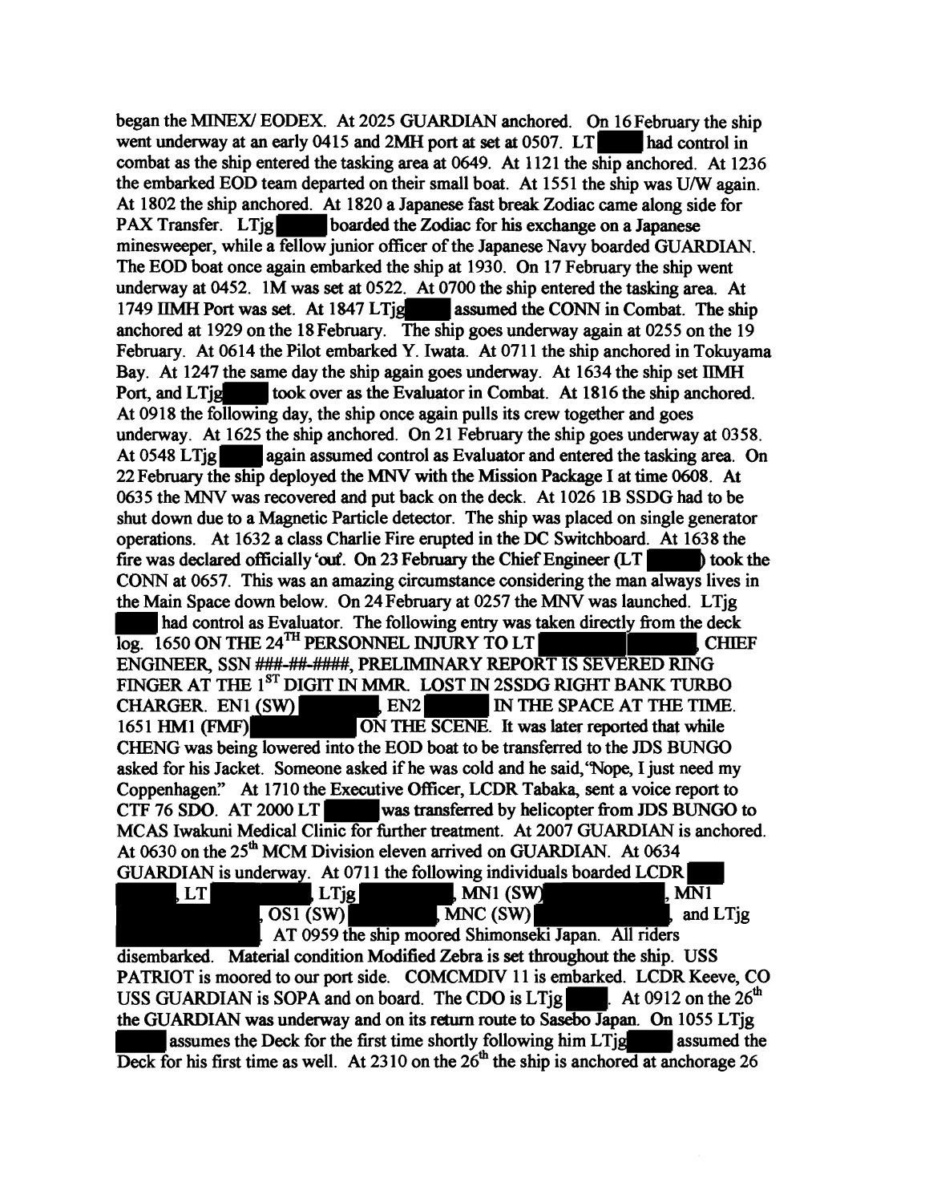began the MINEX/ EODEX. At 2025 GUARDIAN anchored. On 16 February the ship went underway at an early 0415 and 2MH port at set at 0507. LT ████ had control in combat as the ship entered the tasking area at 0649. At 1121 the ship anchored. At 1236 the embarked EOD team departed on their small boat. At 1551 the ship was U/W again. At 1802 the ship anchored. At 1820 a Japanese fast break Zodiac came along side for PAX Transfer. LTjg ████ boarded the Zodiac for his exchange on a Japanese minesweeper, while a fellow junior officer of the Japanese Navy boarded GUARDIAN. The EOD boat once again embarked the ship at 1930. On 17 February the ship went underway at 0452. 1M was set at 0522. At 0700 the ship entered the tasking area. At 1749 IIMH Port was set. At 1847 LTjg ████ assumed the CONN in Combat. The ship anchored at 1929 on the 18 February. The ship goes underway again at 0255 on the 19 February. At 0614 the Pilot embarked Y. Iwata. At 0711 the ship anchored in Tokuyama Bay. At 1247 the same day the ship again goes underway. At 1634 the ship set IIMH Port, and LTjg ████ took over as the Evaluator in Combat. At 1816 the ship anchored. At 0918 the following day, the ship once again pulls its crew together and goes underway. At 1625 the ship anchored. On 21 February the ship goes underway at 0358. At 0548 LTjg ████ again assumed control as Evaluator and entered the tasking area. On 22 February the ship deployed the MNV with the Mission Package I at time 0608. At 0635 the MNV was recovered and put back on the deck. At 1026 1B SSDG had to be shut down due to a Magnetic Particle detector. The ship was placed on single generator operations. At 1632 a class Charlie Fire erupted in the DC Switchboard. At 1638 the fire was declared officially 'out'. On 23 February the Chief Engineer (LT ████) took the CONN at 0657. This was an amazing circumstance considering the man always lives in the Main Space down below. On 24 February at 0257 the MNV was launched. LTjg ████ had control as Evaluator. The following entry was taken directly from the deck log. 1650 ON THE 24[TH] PERSONNEL INJURY TO LT ████████, CHIEF ENGINEER, SSN ###-##-####, PRELIMINARY REPORT IS SEVERED RING FINGER AT THE 1[ST] DIGIT IN MMR. LOST IN 2SSDG RIGHT BANK TURBO CHARGER. EN1 (SW) ████, EN2 ████ IN THE SPACE AT THE TIME. 1651 HM1 (FMF) ████ ON THE SCENE. It was later reported that while CHENG was being lowered into the EOD boat to be transferred to the JDS BUNGO asked for his Jacket. Someone asked if he was cold and he said, "Nope, I just need my Coppenhagen." At 1710 the Executive Officer, LCDR Tabaka, sent a voice report to CTF 76 SDO. AT 2000 LT ████ was transferred by helicopter from JDS BUNGO to MCAS Iwakuni Medical Clinic for further treatment. At 2007 GUARDIAN is anchored. At 0630 on the 25[th] MCM Division eleven arrived on GUARDIAN. At 0634 GUARDIAN is underway. At 0711 the following individuals boarded LCDR ████, LT ████, LTjg ████, MN1 (SW) ████, MN1 ████, OS1 (SW) ████, MNC (SW) ████, and LTjg ████. AT 0959 the ship moored Shimonseki Japan. All riders disembarked. Material condition Modified Zebra is set throughout the ship. USS PATRIOT is moored to our port side. COMCMDIV 11 is embarked. LCDR Keeve, CO USS GUARDIAN is SOPA and on board. The CDO is LTjg ████. At 0912 on the 26[th] the GUARDIAN was underway and on its return route to Sasebo Japan. On 1055 LTjg ████ assumes the Deck for the first time shortly following him LTjg ████ assumed the Deck for his first time as well. At 2310 on the 26[th] the ship is anchored at anchorage 26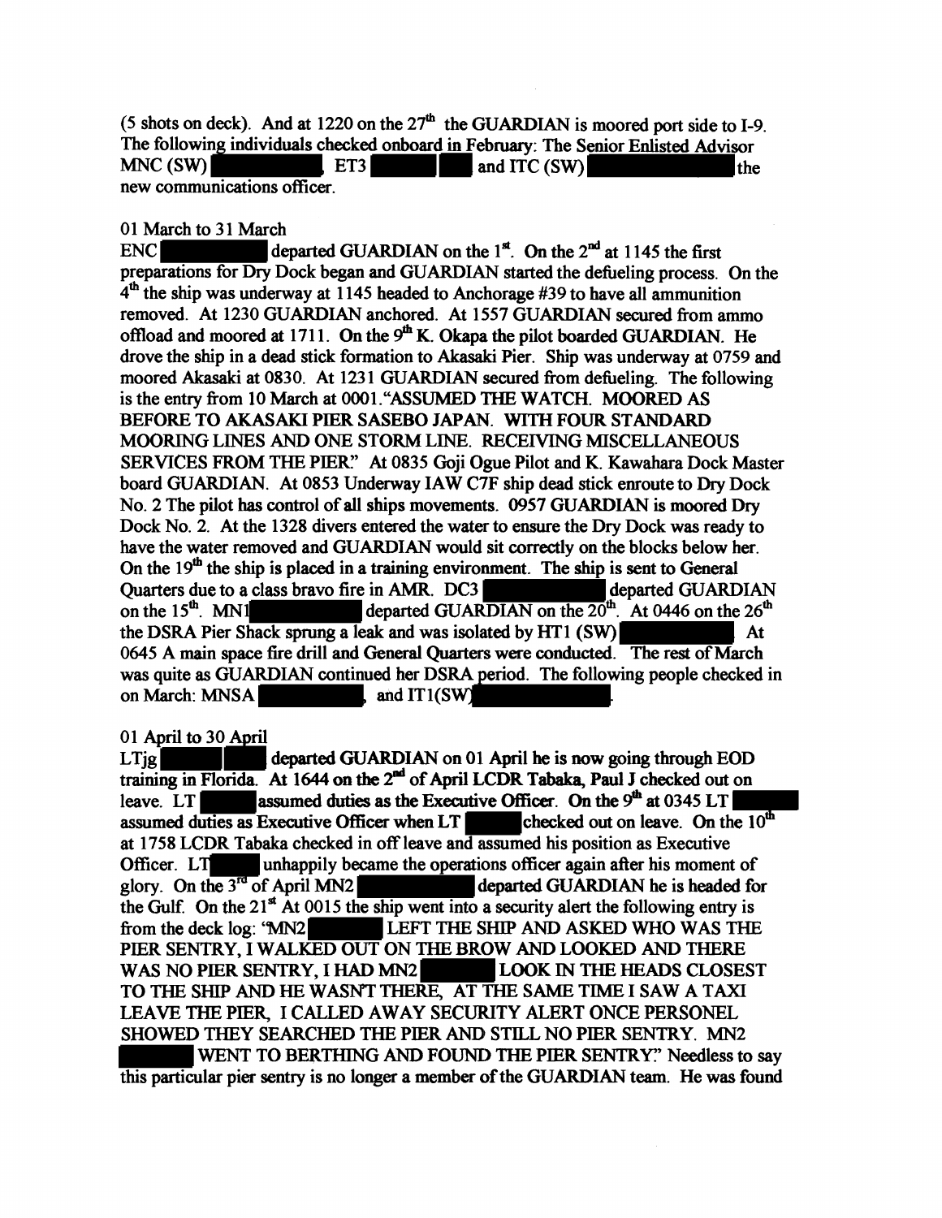(5 shots on deck). And at 1220 on the 27th the GUARDIAN is moored port side to I-9. The following individuals checked onboard in February: The Senior Enlisted Advisor MNC (SW) ██████, ET3 ██████ and ITC (SW) ██████ the new communications officer.

01 March to 31 March

ENC ██████ departed GUARDIAN on the 1st. On the 2nd at 1145 the first preparations for Dry Dock began and GUARDIAN started the defueling process. On the 4th the ship was underway at 1145 headed to Anchorage #39 to have all ammunition removed. At 1230 GUARDIAN anchored. At 1557 GUARDIAN secured from ammo offload and moored at 1711. On the 9th K. Okapa the pilot boarded GUARDIAN. He drove the ship in a dead stick formation to Akasaki Pier. Ship was underway at 0759 and moored Akasaki at 0830. At 1231 GUARDIAN secured from defueling. The following is the entry from 10 March at 0001."ASSUMED THE WATCH. MOORED AS BEFORE TO AKASAKI PIER SASEBO JAPAN. WITH FOUR STANDARD MOORING LINES AND ONE STORM LINE. RECEIVING MISCELLANEOUS SERVICES FROM THE PIER." At 0835 Goji Ogue Pilot and K. Kawahara Dock Master board GUARDIAN. At 0853 Underway IAW C7F ship dead stick enroute to Dry Dock No. 2 The pilot has control of all ships movements. 0957 GUARDIAN is moored Dry Dock No. 2. At the 1328 divers entered the water to ensure the Dry Dock was ready to have the water removed and GUARDIAN would sit correctly on the blocks below her. On the 19th the ship is placed in a training environment. The ship is sent to General Quarters due to a class bravo fire in AMR. DC3 ██████ departed GUARDIAN on the 15th. MN1 ██████ departed GUARDIAN on the 20th. At 0446 on the 26th the DSRA Pier Shack sprung a leak and was isolated by HT1 (SW) ██████. At 0645 A main space fire drill and General Quarters were conducted. The rest of March was quite as GUARDIAN continued her DSRA period. The following people checked in on March: MNSA ██████, and IT1(SW) ██████.

01 April to 30 April

LTjg ██████ departed GUARDIAN on 01 April he is now going through EOD training in Florida. At 1644 on the 2nd of April LCDR Tabaka, Paul J checked out on leave. LT ██████ assumed duties as the Executive Officer. On the 9th at 0345 LT ██████ assumed duties as Executive Officer when LT ██████ checked out on leave. On the 10th at 1758 LCDR Tabaka checked in off leave and assumed his position as Executive Officer. LT ██████ unhappily became the operations officer again after his moment of glory. On the 3rd of April MN2 ██████ departed GUARDIAN he is headed for the Gulf. On the 21st At 0015 the ship went into a security alert the following entry is from the deck log: "MN2 ██████ LEFT THE SHIP AND ASKED WHO WAS THE PIER SENTRY, I WALKED OUT ON THE BROW AND LOOKED AND THERE WAS NO PIER SENTRY, I HAD MN2 ██████ LOOK IN THE HEADS CLOSEST TO THE SHIP AND HE WASN'T THERE, AT THE SAME TIME I SAW A TAXI LEAVE THE PIER, I CALLED AWAY SECURITY ALERT ONCE PERSONEL SHOWED THEY SEARCHED THE PIER AND STILL NO PIER SENTRY. MN2 ██████ WENT TO BERTHING AND FOUND THE PIER SENTRY." Needless to say this particular pier sentry is no longer a member of the GUARDIAN team. He was found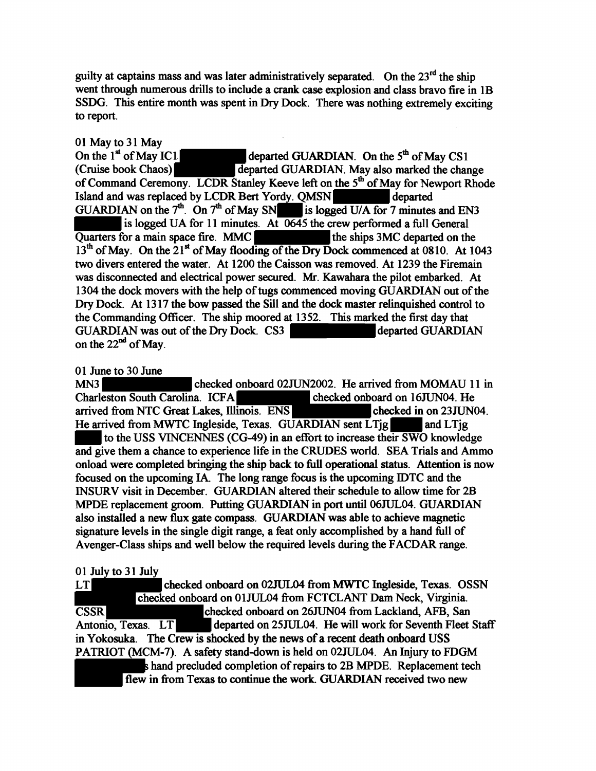guilty at captains mass and was later administratively separated. On the 23rd the ship went through numerous drills to include a crank case explosion and class bravo fire in 1B SSDG. This entire month was spent in Dry Dock. There was nothing extremely exciting to report.

01 May to 31 May

On the 1st of May IC1 ██████ departed GUARDIAN. On the 5th of May CS1 (Cruise book Chaos) ██████ departed GUARDIAN. May also marked the change of Command Ceremony. LCDR Stanley Keeve left on the 5th of May for Newport Rhode Island and was replaced by LCDR Bert Yordy. QMSN ██████ departed GUARDIAN on the 7th. On 7th of May SN ██ is logged U/A for 7 minutes and EN3 ██████ is logged UA for 11 minutes. At 0645 the crew performed a full General Quarters for a main space fire. MMC ██████ the ships 3MC departed on the 13th of May. On the 21st of May flooding of the Dry Dock commenced at 0810. At 1043 two divers entered the water. At 1200 the Caisson was removed. At 1239 the Firemain was disconnected and electrical power secured. Mr. Kawahara the pilot embarked. At 1304 the dock movers with the help of tugs commenced moving GUARDIAN out of the Dry Dock. At 1317 the bow passed the Sill and the dock master relinquished control to the Commanding Officer. The ship moored at 1352. This marked the first day that GUARDIAN was out of the Dry Dock. CS3 ██████ departed GUARDIAN on the 22nd of May.

01 June to 30 June

MN3 ██████ checked onboard 02JUN2002. He arrived from MOMAU 11 in Charleston South Carolina. ICFA ██████ checked onboard on 16JUN04. He arrived from NTC Great Lakes, Illinois. ENS ██████ checked in on 23JUN04. He arrived from MWTC Ingleside, Texas. GUARDIAN sent LTjg ████ and LTjg ████ to the USS VINCENNES (CG-49) in an effort to increase their SWO knowledge and give them a chance to experience life in the CRUDES world. SEA Trials and Ammo onload were completed bringing the ship back to full operational status. Attention is now focused on the upcoming IA. The long range focus is the upcoming IDTC and the INSURV visit in December. GUARDIAN altered their schedule to allow time for 2B MPDE replacement groom. Putting GUARDIAN in port until 06JUL04. GUARDIAN also installed a new flux gate compass. GUARDIAN was able to achieve magnetic signature levels in the single digit range, a feat only accomplished by a hand full of Avenger-Class ships and well below the required levels during the FACDAR range.

01 July to 31 July

LT ██████ checked onboard on 02JUL04 from MWTC Ingleside, Texas. OSSN ██████ checked onboard on 01JUL04 from FCTCLANT Dam Neck, Virginia. CSSR ██████ checked onboard on 26JUN04 from Lackland, AFB, San Antonio, Texas. LT ████ departed on 25JUL04. He will work for Seventh Fleet Staff in Yokosuka. The Crew is shocked by the news of a recent death onboard USS PATRIOT (MCM-7). A safety stand-down is held on 02JUL04. An Injury to FDGM ██████s hand precluded completion of repairs to 2B MPDE. Replacement tech ██████ flew in from Texas to continue the work. GUARDIAN received two new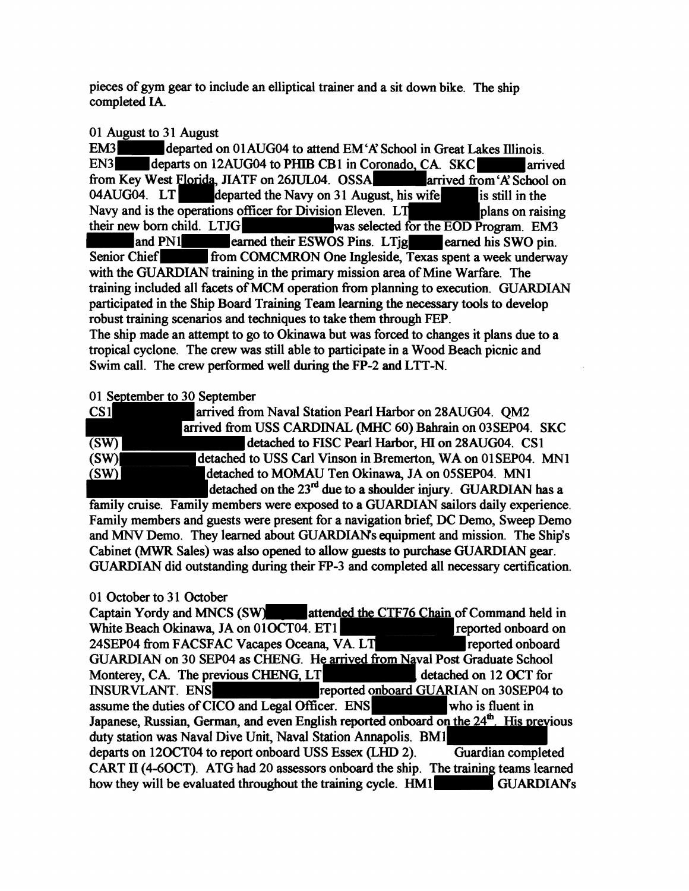pieces of gym gear to include an elliptical trainer and a sit down bike. The ship completed IA.

01 August to 31 August

EM3 departed on 01AUG04 to attend EM 'A' School in Great Lakes Illinois. EN3 departs on 12AUG04 to PHIB CB1 in Coronado, CA. SKC arrived from Key West Florida, JIATF on 26JUL04. OSSA arrived from 'A' School on 04AUG04. LT departed the Navy on 31 August, his wife is still in the Navy and is the operations officer for Division Eleven. LT plans on raising their new born child. LTJG was selected for the EOD Program. EM3 and PN1 earned their ESWOS Pins. LTjg earned his SWO pin. Senior Chief from COMCMRON One Ingleside, Texas spent a week underway with the GUARDIAN training in the primary mission area of Mine Warfare. The training included all facets of MCM operation from planning to execution. GUARDIAN participated in the Ship Board Training Team learning the necessary tools to develop robust training scenarios and techniques to take them through FEP.
The ship made an attempt to go to Okinawa but was forced to changes it plans due to a tropical cyclone. The crew was still able to participate in a Wood Beach picnic and Swim call. The crew performed well during the FP-2 and LTT-N.

01 September to 30 September

CS1 arrived from Naval Station Pearl Harbor on 28AUG04. QM2 arrived from USS CARDINAL (MHC 60) Bahrain on 03SEP04. SKC (SW) detached to FISC Pearl Harbor, HI on 28AUG04. CS1 (SW) detached to USS Carl Vinson in Bremerton, WA on 01SEP04. MN1 (SW) detached to MOMAU Ten Okinawa, JA on 05SEP04. MN1 detached on the 23rd due to a shoulder injury. GUARDIAN has a family cruise. Family members were exposed to a GUARDIAN sailors daily experience. Family members and guests were present for a navigation brief, DC Demo, Sweep Demo and MNV Demo. They learned about GUARDIAN's equipment and mission. The Ship's Cabinet (MWR Sales) was also opened to allow guests to purchase GUARDIAN gear. GUARDIAN did outstanding during their FP-3 and completed all necessary certification.

01 October to 31 October

Captain Yordy and MNCS (SW) attended the CTF76 Chain of Command held in White Beach Okinawa, JA on 01OCT04. ET1 reported onboard on 24SEP04 from FACSFAC Vacapes Oceana, VA. LT reported onboard GUARDIAN on 30 SEP04 as CHENG. He arrived from Naval Post Graduate School Monterey, CA. The previous CHENG, LT detached on 12 OCT for INSURVLANT. ENS reported onboard GUARIAN on 30SEP04 to assume the duties of CICO and Legal Officer. ENS who is fluent in Japanese, Russian, German, and even English reported onboard on the 24th. His previous duty station was Naval Dive Unit, Naval Station Annapolis. BM1 departs on 12OCT04 to report onboard USS Essex (LHD 2). Guardian completed CART II (4-6OCT). ATG had 20 assessors onboard the ship. The training teams learned how they will be evaluated throughout the training cycle. HM1 GUARDIAN's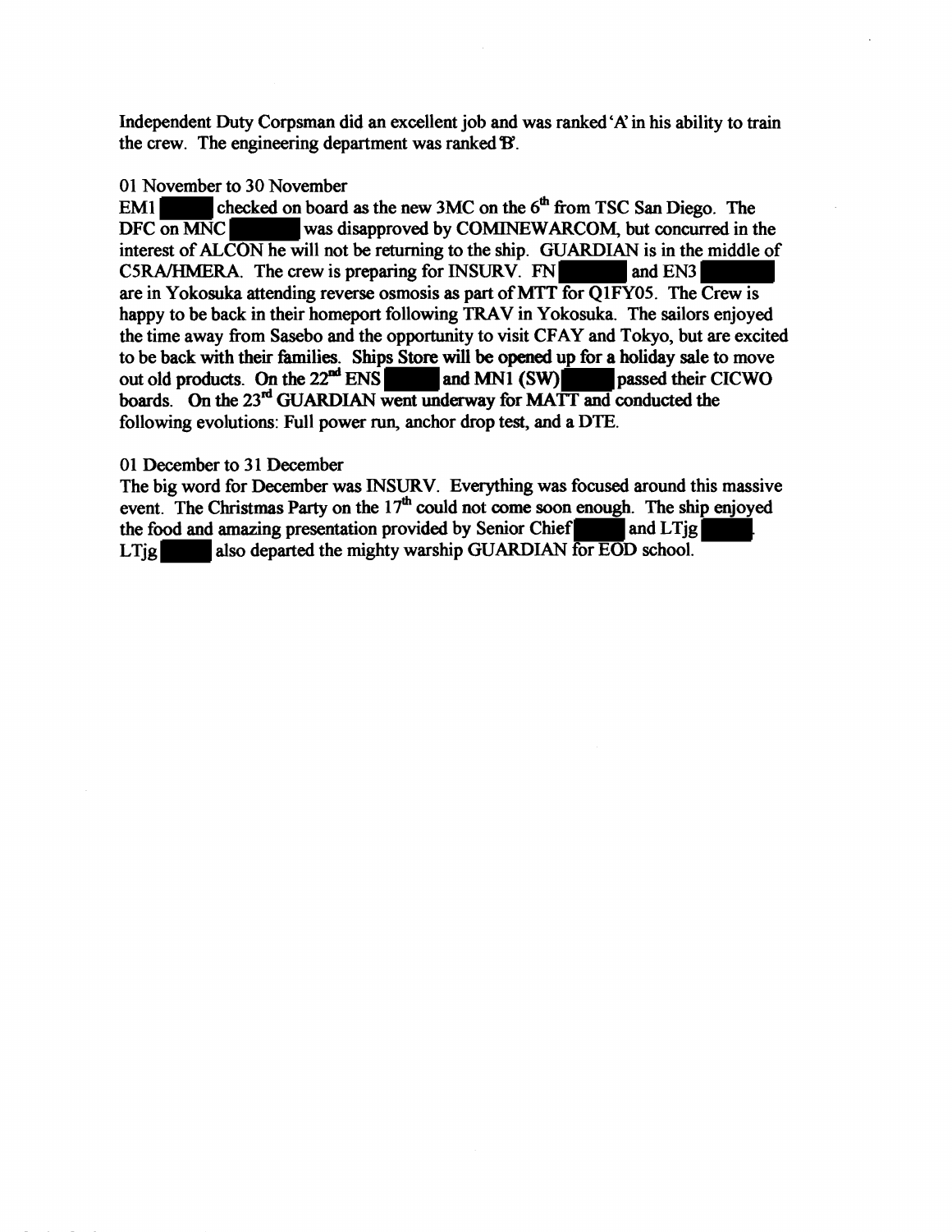Independent Duty Corpsman did an excellent job and was ranked 'A' in his ability to train the crew. The engineering department was ranked 'B'.

01 November to 30 November

EM1 checked on board as the new 3MC on the 6th from TSC San Diego. The DFC on MNC was disapproved by COMINEWARCOM, but concurred in the interest of ALCON he will not be returning to the ship. GUARDIAN is in the middle of C5RA/HMERA. The crew is preparing for INSURV. FN and EN3 are in Yokosuka attending reverse osmosis as part of MTT for Q1FY05. The Crew is happy to be back in their homeport following TRAV in Yokosuka. The sailors enjoyed the time away from Sasebo and the opportunity to visit CFAY and Tokyo, but are excited to be back with their families. Ships Store will be opened up for a holiday sale to move out old products. On the 22nd ENS and MN1 (SW) passed their CICWO boards. On the 23rd GUARDIAN went underway for MATT and conducted the following evolutions: Full power run, anchor drop test, and a DTE.

01 December to 31 December

The big word for December was INSURV. Everything was focused around this massive event. The Christmas Party on the 17th could not come soon enough. The ship enjoyed the food and amazing presentation provided by Senior Chief and LTjg. LTjg also departed the mighty warship GUARDIAN for EOD school.